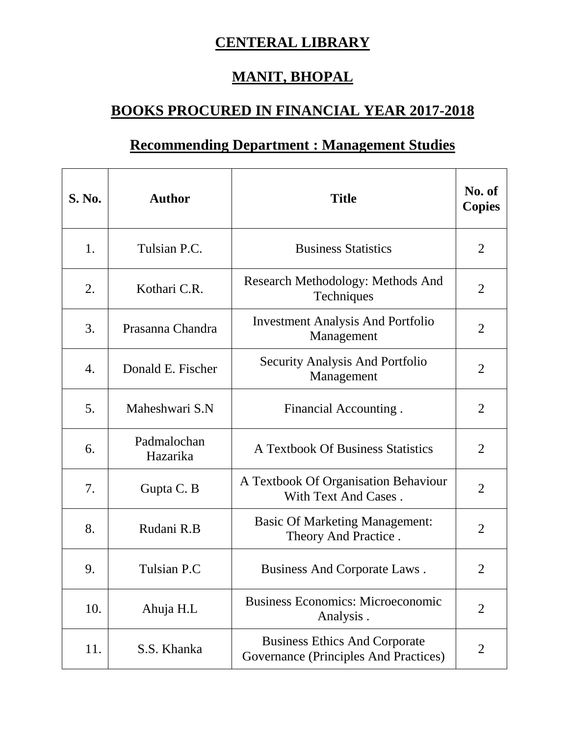# CENTERAL LIBRARY

# MANIT, BHOPAL

## BOOKS PROCURED IN FINANCIAL YEAR 2017-2018

## Recommending Department : Management Studies

| S. No. | Author | Title | No. of Copies |
|---|---|---|---|
| 1. | Tulsian P.C. | Business Statistics | 2 |
| 2. | Kothari C.R. | Research Methodology: Methods And Techniques | 2 |
| 3. | Prasanna Chandra | Investment Analysis And Portfolio Management | 2 |
| 4. | Donald E. Fischer | Security Analysis And Portfolio Management | 2 |
| 5. | Maheshwari S.N | Financial Accounting . | 2 |
| 6. | Padmalochan Hazarika | A Textbook Of Business Statistics | 2 |
| 7. | Gupta C. B | A Textbook Of Organisation Behaviour With Text And Cases . | 2 |
| 8. | Rudani R.B | Basic Of Marketing Management: Theory And Practice . | 2 |
| 9. | Tulsian P.C | Business And Corporate Laws . | 2 |
| 10. | Ahuja H.L | Business Economics: Microeconomic Analysis . | 2 |
| 11. | S.S. Khanka | Business Ethics And Corporate Governance (Principles And Practices) | 2 |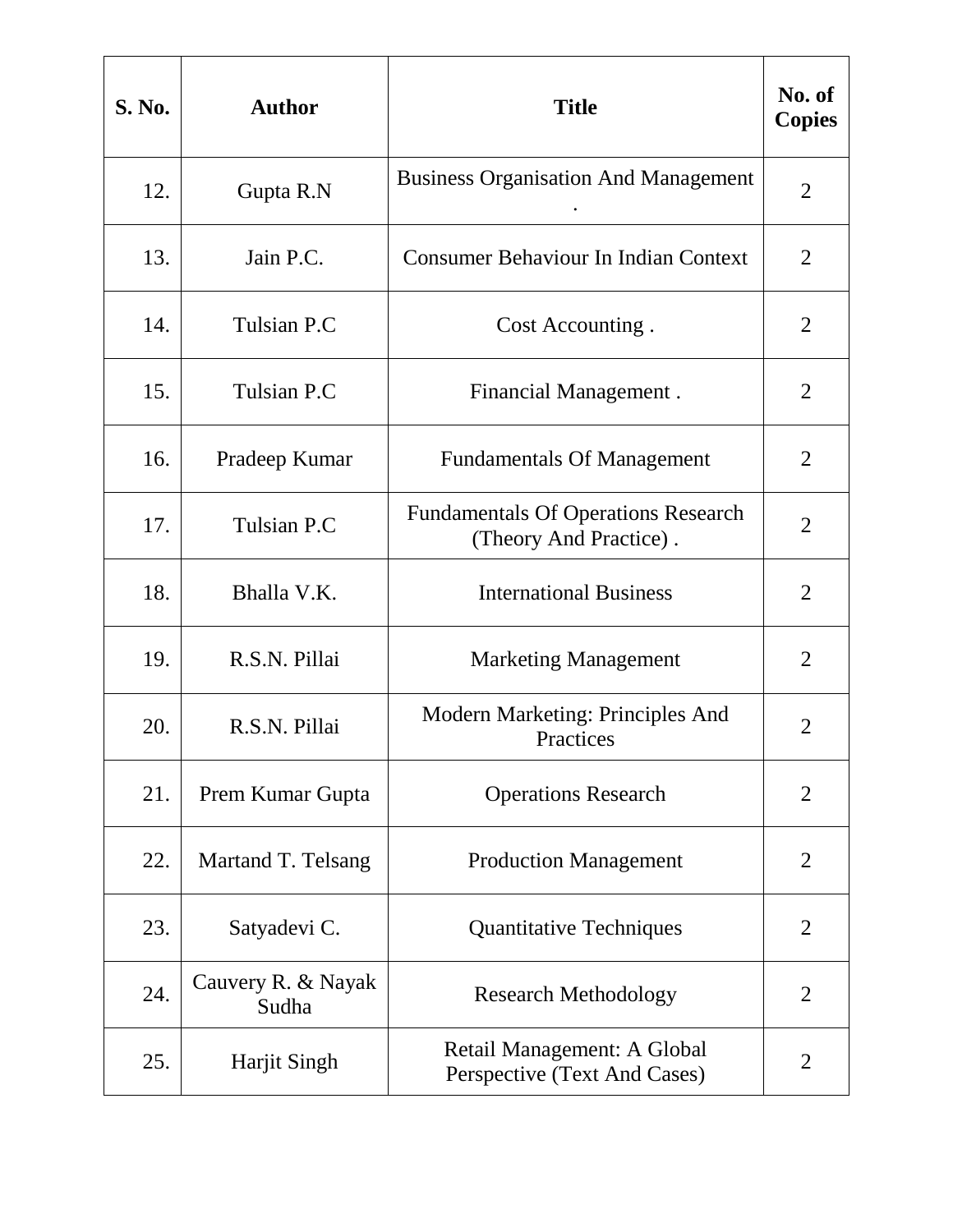| S. No. | Author | Title | No. of Copies |
|---|---|---|---|
| 12. | Gupta R.N | Business Organisation And Management . | 2 |
| 13. | Jain P.C. | Consumer Behaviour In Indian Context | 2 |
| 14. | Tulsian P.C | Cost Accounting . | 2 |
| 15. | Tulsian P.C | Financial Management . | 2 |
| 16. | Pradeep Kumar | Fundamentals Of Management | 2 |
| 17. | Tulsian P.C | Fundamentals Of Operations Research (Theory And Practice) . | 2 |
| 18. | Bhalla V.K. | International Business | 2 |
| 19. | R.S.N. Pillai | Marketing Management | 2 |
| 20. | R.S.N. Pillai | Modern Marketing: Principles And Practices | 2 |
| 21. | Prem Kumar Gupta | Operations Research | 2 |
| 22. | Martand T. Telsang | Production Management | 2 |
| 23. | Satyadevi C. | Quantitative Techniques | 2 |
| 24. | Cauvery R. & Nayak Sudha | Research Methodology | 2 |
| 25. | Harjit Singh | Retail Management: A Global Perspective (Text And Cases) | 2 |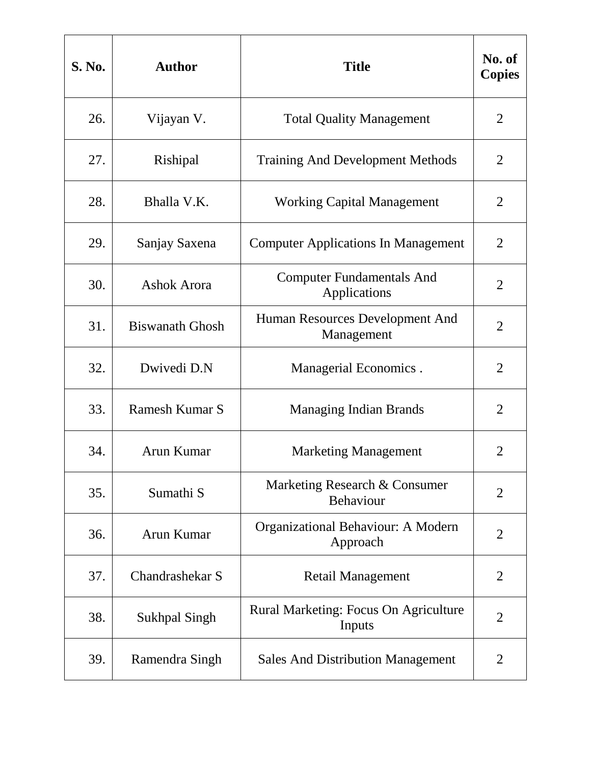| S. No. | Author | Title | No. of Copies |
|---|---|---|---|
| 26. | Vijayan V. | Total Quality Management | 2 |
| 27. | Rishipal | Training And Development Methods | 2 |
| 28. | Bhalla V.K. | Working Capital Management | 2 |
| 29. | Sanjay Saxena | Computer Applications In Management | 2 |
| 30. | Ashok Arora | Computer Fundamentals And Applications | 2 |
| 31. | Biswanath Ghosh | Human Resources Development And Management | 2 |
| 32. | Dwivedi D.N | Managerial Economics . | 2 |
| 33. | Ramesh Kumar S | Managing Indian Brands | 2 |
| 34. | Arun Kumar | Marketing Management | 2 |
| 35. | Sumathi S | Marketing Research & Consumer Behaviour | 2 |
| 36. | Arun Kumar | Organizational Behaviour: A Modern Approach | 2 |
| 37. | Chandrashekar S | Retail Management | 2 |
| 38. | Sukhpal Singh | Rural Marketing: Focus On Agriculture Inputs | 2 |
| 39. | Ramendra Singh | Sales And Distribution Management | 2 |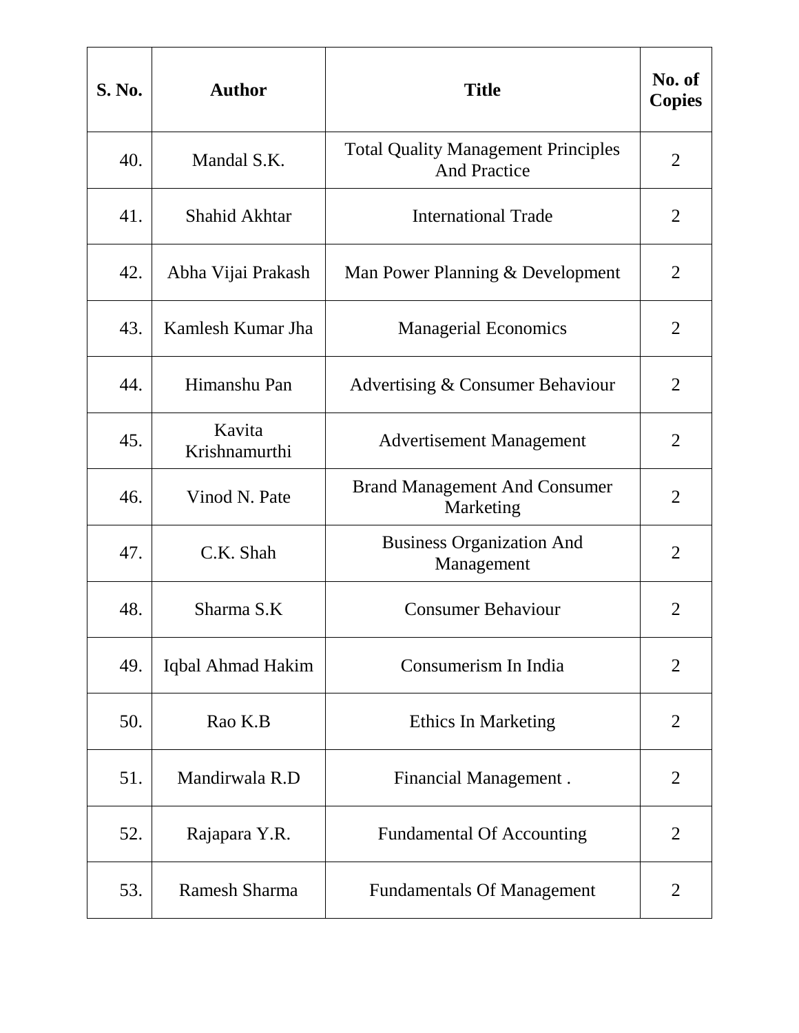| S. No. | Author | Title | No. of Copies |
|---|---|---|---|
| 40. | Mandal S.K. | Total Quality Management Principles And Practice | 2 |
| 41. | Shahid Akhtar | International Trade | 2 |
| 42. | Abha Vijai Prakash | Man Power Planning & Development | 2 |
| 43. | Kamlesh Kumar Jha | Managerial Economics | 2 |
| 44. | Himanshu Pan | Advertising & Consumer Behaviour | 2 |
| 45. | Kavita Krishnamurthi | Advertisement Management | 2 |
| 46. | Vinod N. Pate | Brand Management And Consumer Marketing | 2 |
| 47. | C.K. Shah | Business Organization And Management | 2 |
| 48. | Sharma S.K | Consumer Behaviour | 2 |
| 49. | Iqbal Ahmad Hakim | Consumerism In India | 2 |
| 50. | Rao K.B | Ethics In Marketing | 2 |
| 51. | Mandirwala R.D | Financial Management . | 2 |
| 52. | Rajapara Y.R. | Fundamental Of Accounting | 2 |
| 53. | Ramesh Sharma | Fundamentals Of Management | 2 |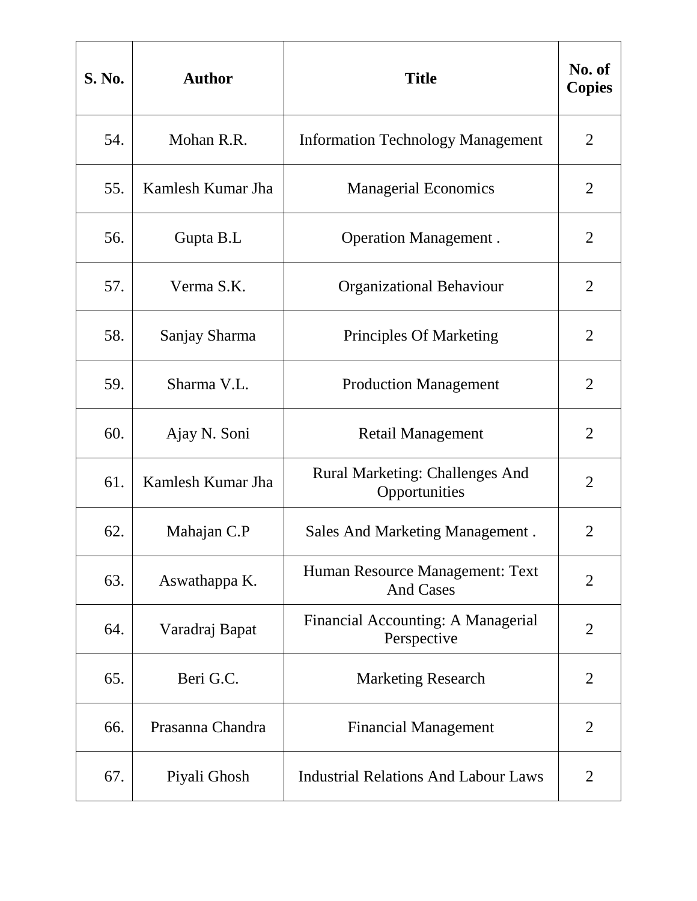| S. No. | Author | Title | No. of Copies |
|---|---|---|---|
| 54. | Mohan R.R. | Information Technology Management | 2 |
| 55. | Kamlesh Kumar Jha | Managerial Economics | 2 |
| 56. | Gupta B.L | Operation Management . | 2 |
| 57. | Verma S.K. | Organizational Behaviour | 2 |
| 58. | Sanjay Sharma | Principles Of Marketing | 2 |
| 59. | Sharma V.L. | Production Management | 2 |
| 60. | Ajay N. Soni | Retail Management | 2 |
| 61. | Kamlesh Kumar Jha | Rural Marketing: Challenges And Opportunities | 2 |
| 62. | Mahajan C.P | Sales And Marketing Management . | 2 |
| 63. | Aswathappa K. | Human Resource Management: Text And Cases | 2 |
| 64. | Varadraj Bapat | Financial Accounting: A Managerial Perspective | 2 |
| 65. | Beri G.C. | Marketing Research | 2 |
| 66. | Prasanna Chandra | Financial Management | 2 |
| 67. | Piyali Ghosh | Industrial Relations And Labour Laws | 2 |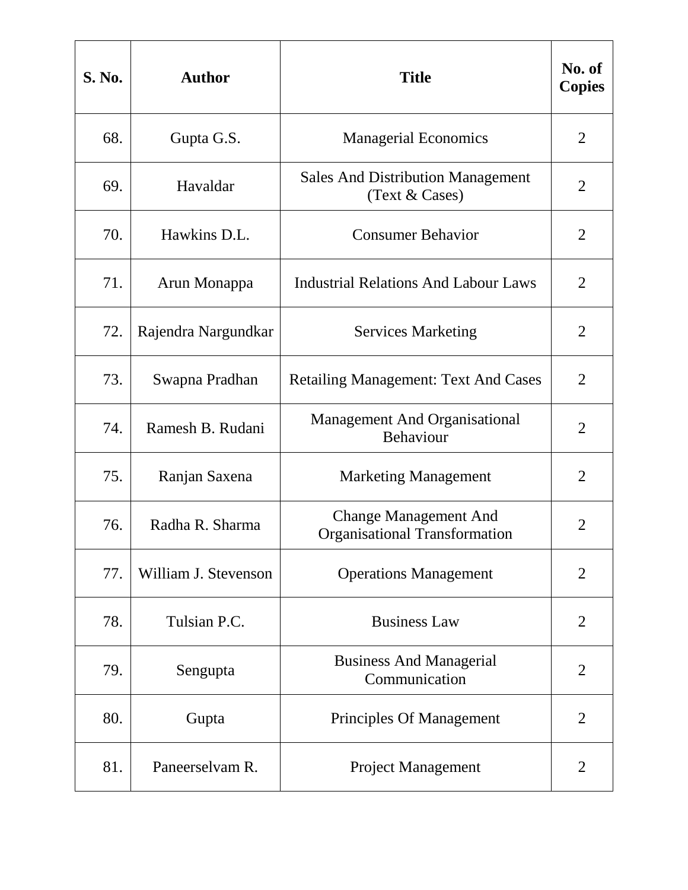| S. No. | Author | Title | No. of Copies |
|---|---|---|---|
| 68. | Gupta G.S. | Managerial Economics | 2 |
| 69. | Havaldar | Sales And Distribution Management (Text & Cases) | 2 |
| 70. | Hawkins D.L. | Consumer Behavior | 2 |
| 71. | Arun Monappa | Industrial Relations And Labour Laws | 2 |
| 72. | Rajendra Nargundkar | Services Marketing | 2 |
| 73. | Swapna Pradhan | Retailing Management: Text And Cases | 2 |
| 74. | Ramesh B. Rudani | Management And Organisational Behaviour | 2 |
| 75. | Ranjan Saxena | Marketing Management | 2 |
| 76. | Radha R. Sharma | Change Management And Organisational Transformation | 2 |
| 77. | William J. Stevenson | Operations Management | 2 |
| 78. | Tulsian P.C. | Business Law | 2 |
| 79. | Sengupta | Business And Managerial Communication | 2 |
| 80. | Gupta | Principles Of Management | 2 |
| 81. | Paneerselvam R. | Project Management | 2 |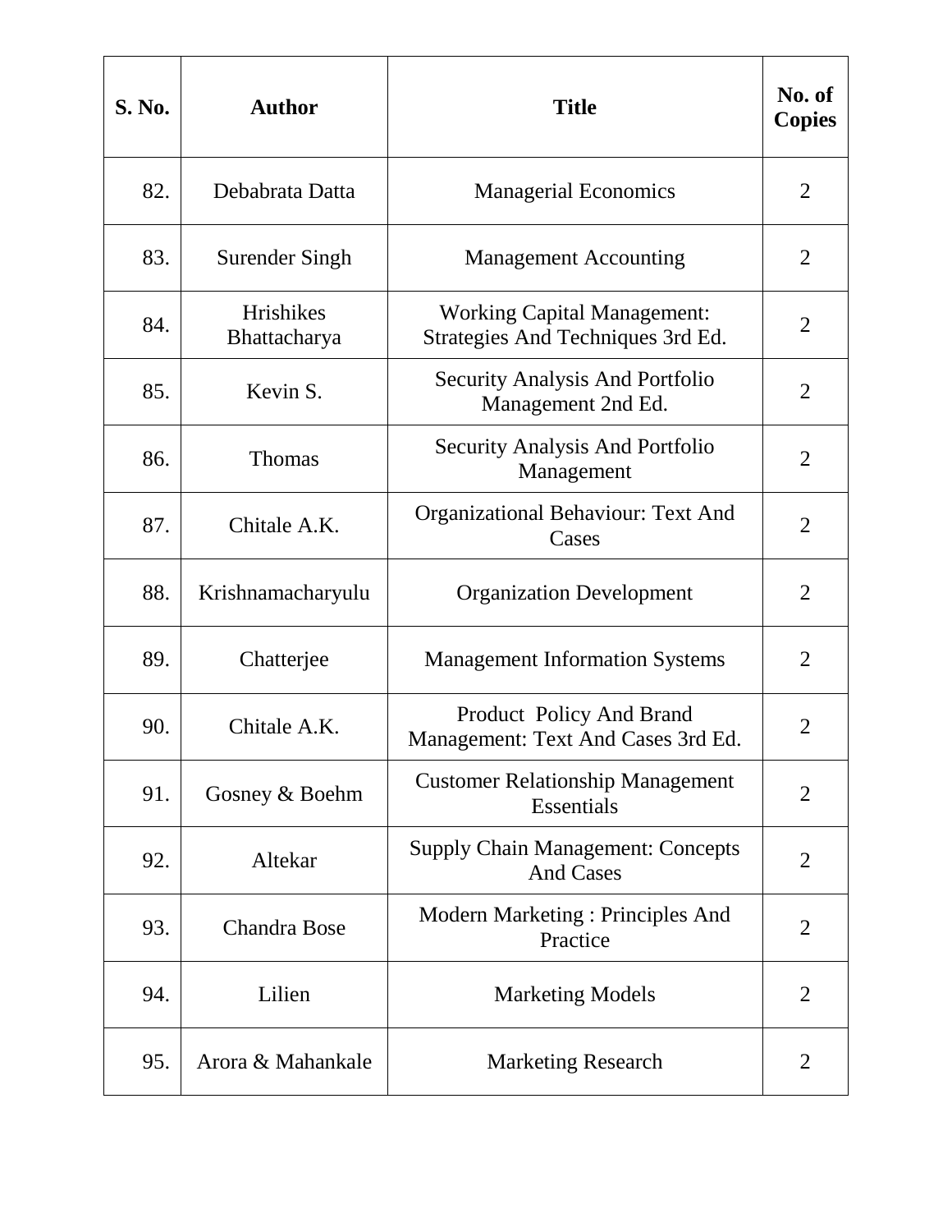| S. No. | Author | Title | No. of Copies |
|---|---|---|---|
| 82. | Debabrata Datta | Managerial Economics | 2 |
| 83. | Surender Singh | Management Accounting | 2 |
| 84. | Hrishikes Bhattacharya | Working Capital Management: Strategies And Techniques 3rd Ed. | 2 |
| 85. | Kevin S. | Security Analysis And Portfolio Management 2nd Ed. | 2 |
| 86. | Thomas | Security Analysis And Portfolio Management | 2 |
| 87. | Chitale A.K. | Organizational Behaviour: Text And Cases | 2 |
| 88. | Krishnamacharyulu | Organization Development | 2 |
| 89. | Chatterjee | Management Information Systems | 2 |
| 90. | Chitale A.K. | Product Policy And Brand Management: Text And Cases 3rd Ed. | 2 |
| 91. | Gosney & Boehm | Customer Relationship Management Essentials | 2 |
| 92. | Altekar | Supply Chain Management: Concepts And Cases | 2 |
| 93. | Chandra Bose | Modern Marketing : Principles And Practice | 2 |
| 94. | Lilien | Marketing Models | 2 |
| 95. | Arora & Mahankale | Marketing Research | 2 |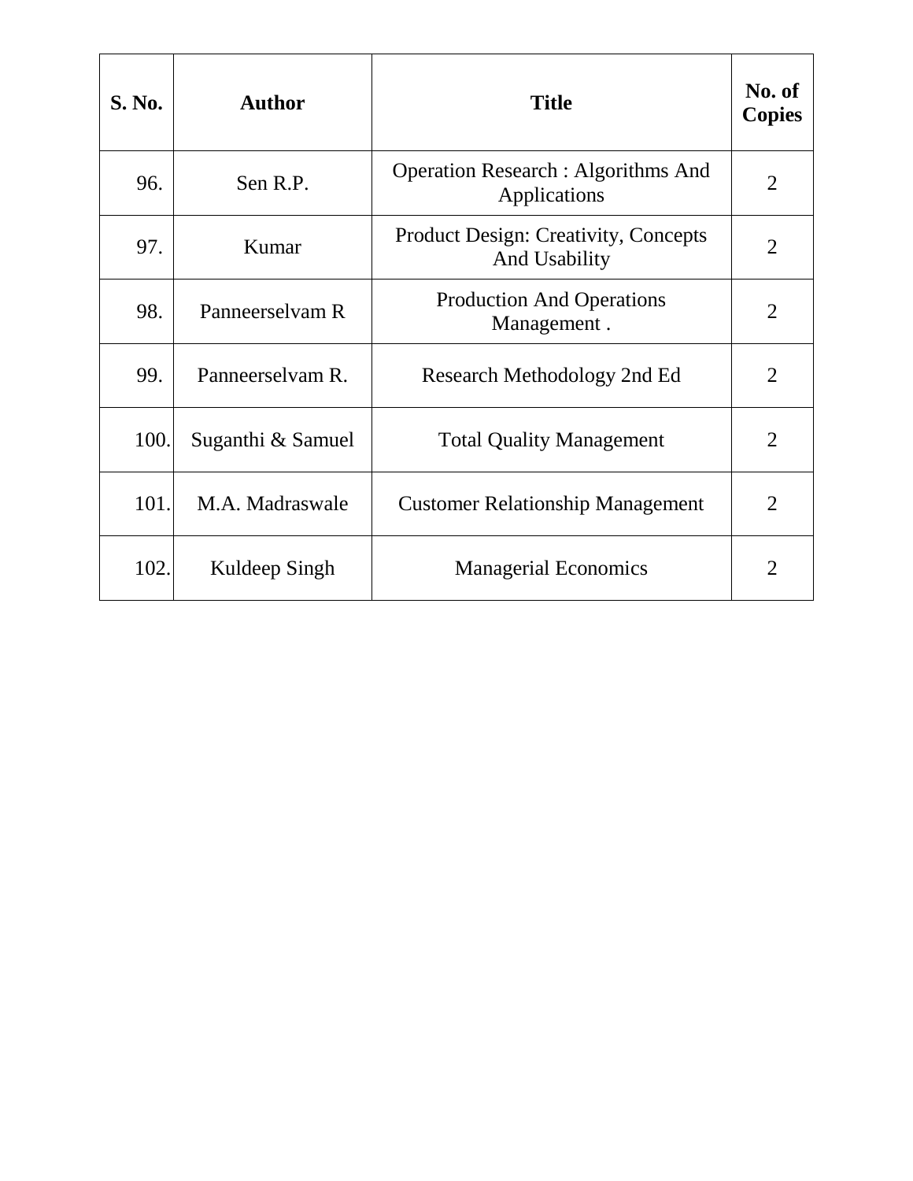| S. No. | Author | Title | No. of Copies |
|---|---|---|---|
| 96. | Sen R.P. | Operation Research : Algorithms And Applications | 2 |
| 97. | Kumar | Product Design: Creativity, Concepts And Usability | 2 |
| 98. | Panneerselvam R | Production And Operations Management . | 2 |
| 99. | Panneerselvam R. | Research Methodology 2nd Ed | 2 |
| 100. | Suganthi & Samuel | Total Quality Management | 2 |
| 101. | M.A. Madraswale | Customer Relationship Management | 2 |
| 102. | Kuldeep Singh | Managerial Economics | 2 |